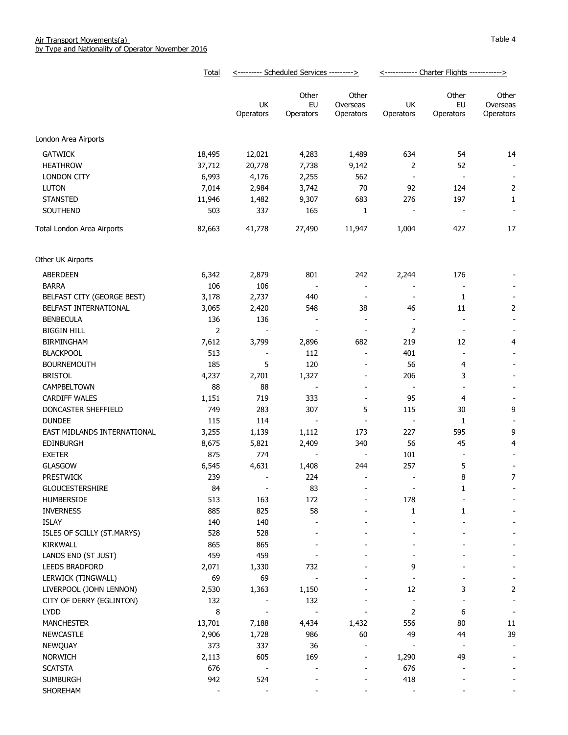Air Transport Movements(a)
by Type and Nationality of Operator November 2016

Table 4

| | Total | Scheduled Services | | | Charter Flights | | |
|---|---|---|---|---|---|---|---|
| | | UK Operators | Other EU Operators | Other Overseas Operators | UK Operators | Other EU Operators | Other Overseas Operators |
| London Area Airports | | | | | | | |
| GATWICK | 18,495 | 12,021 | 4,283 | 1,489 | 634 | 54 | 14 |
| HEATHROW | 37,712 | 20,778 | 7,738 | 9,142 | 2 | 52 | - |
| LONDON CITY | 6,993 | 4,176 | 2,255 | 562 | - | - | - |
| LUTON | 7,014 | 2,984 | 3,742 | 70 | 92 | 124 | 2 |
| STANSTED | 11,946 | 1,482 | 9,307 | 683 | 276 | 197 | 1 |
| SOUTHEND | 503 | 337 | 165 | 1 | - | - | - |
| Total London Area Airports | 82,663 | 41,778 | 27,490 | 11,947 | 1,004 | 427 | 17 |
| Other UK Airports | | | | | | | |
| ABERDEEN | 6,342 | 2,879 | 801 | 242 | 2,244 | 176 | - |
| BARRA | 106 | 106 | - | - | - | - | - |
| BELFAST CITY (GEORGE BEST) | 3,178 | 2,737 | 440 | - | - | 1 | - |
| BELFAST INTERNATIONAL | 3,065 | 2,420 | 548 | 38 | 46 | 11 | 2 |
| BENBECULA | 136 | 136 | - | - | - | - | - |
| BIGGIN HILL | 2 | - | - | - | 2 | - | - |
| BIRMINGHAM | 7,612 | 3,799 | 2,896 | 682 | 219 | 12 | 4 |
| BLACKPOOL | 513 | - | 112 | - | 401 | - | - |
| BOURNEMOUTH | 185 | 5 | 120 | - | 56 | 4 | - |
| BRISTOL | 4,237 | 2,701 | 1,327 | - | 206 | 3 | - |
| CAMPBELTOWN | 88 | 88 | - | - | - | - | - |
| CARDIFF WALES | 1,151 | 719 | 333 | - | 95 | 4 | - |
| DONCASTER SHEFFIELD | 749 | 283 | 307 | 5 | 115 | 30 | 9 |
| DUNDEE | 115 | 114 | - | - | - | 1 | - |
| EAST MIDLANDS INTERNATIONAL | 3,255 | 1,139 | 1,112 | 173 | 227 | 595 | 9 |
| EDINBURGH | 8,675 | 5,821 | 2,409 | 340 | 56 | 45 | 4 |
| EXETER | 875 | 774 | - | - | 101 | - | - |
| GLASGOW | 6,545 | 4,631 | 1,408 | 244 | 257 | 5 | - |
| PRESTWICK | 239 | - | 224 | - | - | 8 | 7 |
| GLOUCESTERSHIRE | 84 | - | 83 | - | - | 1 | - |
| HUMBERSIDE | 513 | 163 | 172 | - | 178 | - | - |
| INVERNESS | 885 | 825 | 58 | - | 1 | 1 | - |
| ISLAY | 140 | 140 | - | - | - | - | - |
| ISLES OF SCILLY (ST.MARYS) | 528 | 528 | - | - | - | - | - |
| KIRKWALL | 865 | 865 | - | - | - | - | - |
| LANDS END (ST JUST) | 459 | 459 | - | - | - | - | - |
| LEEDS BRADFORD | 2,071 | 1,330 | 732 | - | 9 | - | - |
| LERWICK (TINGWALL) | 69 | 69 | - | - | - | - | - |
| LIVERPOOL (JOHN LENNON) | 2,530 | 1,363 | 1,150 | - | 12 | 3 | 2 |
| CITY OF DERRY (EGLINTON) | 132 | - | 132 | - | - | - | - |
| LYDD | 8 | - | - | - | 2 | 6 | - |
| MANCHESTER | 13,701 | 7,188 | 4,434 | 1,432 | 556 | 80 | 11 |
| NEWCASTLE | 2,906 | 1,728 | 986 | 60 | 49 | 44 | 39 |
| NEWQUAY | 373 | 337 | 36 | - | - | - | - |
| NORWICH | 2,113 | 605 | 169 | - | 1,290 | 49 | - |
| SCATSTA | 676 | - | - | - | 676 | - | - |
| SUMBURGH | 942 | 524 | - | - | 418 | - | - |
| SHOREHAM | - | - | - | - | - | - | - |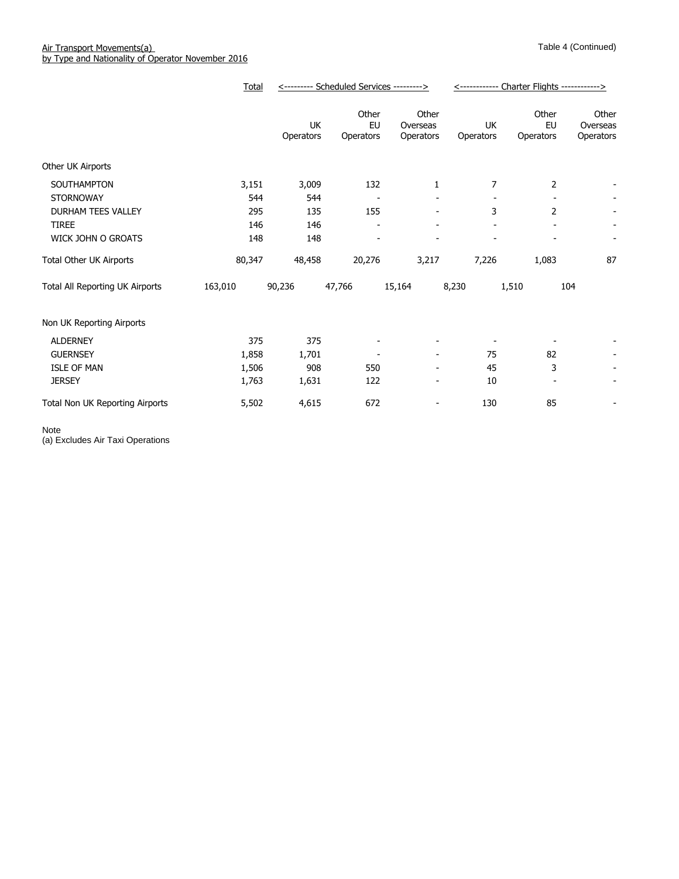Air Transport Movements(a)
by Type and Nationality of Operator November 2016

Table 4 (Continued)

| | Total | Scheduled Services | | | Charter Flights | | |
|---|---|---|---|---|---|---|---|
| | | UK Operators | Other EU Operators | Other Overseas Operators | UK Operators | Other EU Operators | Other Overseas Operators |
| Other UK Airports | | | | | | | |
| SOUTHAMPTON | 3,151 | 3,009 | 132 | 1 | 7 | 2 | - |
| STORNOWAY | 544 | 544 | - | - | - | - | - |
| DURHAM TEES VALLEY | 295 | 135 | 155 | - | 3 | 2 | - |
| TIREE | 146 | 146 | - | - | - | - | - |
| WICK JOHN O GROATS | 148 | 148 | - | - | - | - | - |
| Total Other UK Airports | 80,347 | 48,458 | 20,276 | 3,217 | 7,226 | 1,083 | 87 |
| Total All Reporting UK Airports | 163,010 | 90,236 | 47,766 | 15,164 | 8,230 | 1,510 | 104 |
| Non UK Reporting Airports | | | | | | | |
| ALDERNEY | 375 | 375 | - | - | - | - | - |
| GUERNSEY | 1,858 | 1,701 | - | - | 75 | 82 | - |
| ISLE OF MAN | 1,506 | 908 | 550 | - | 45 | 3 | - |
| JERSEY | 1,763 | 1,631 | 122 | - | 10 | - | - |
| Total Non UK Reporting Airports | 5,502 | 4,615 | 672 | - | 130 | 85 | - |

Note
(a) Excludes Air Taxi Operations